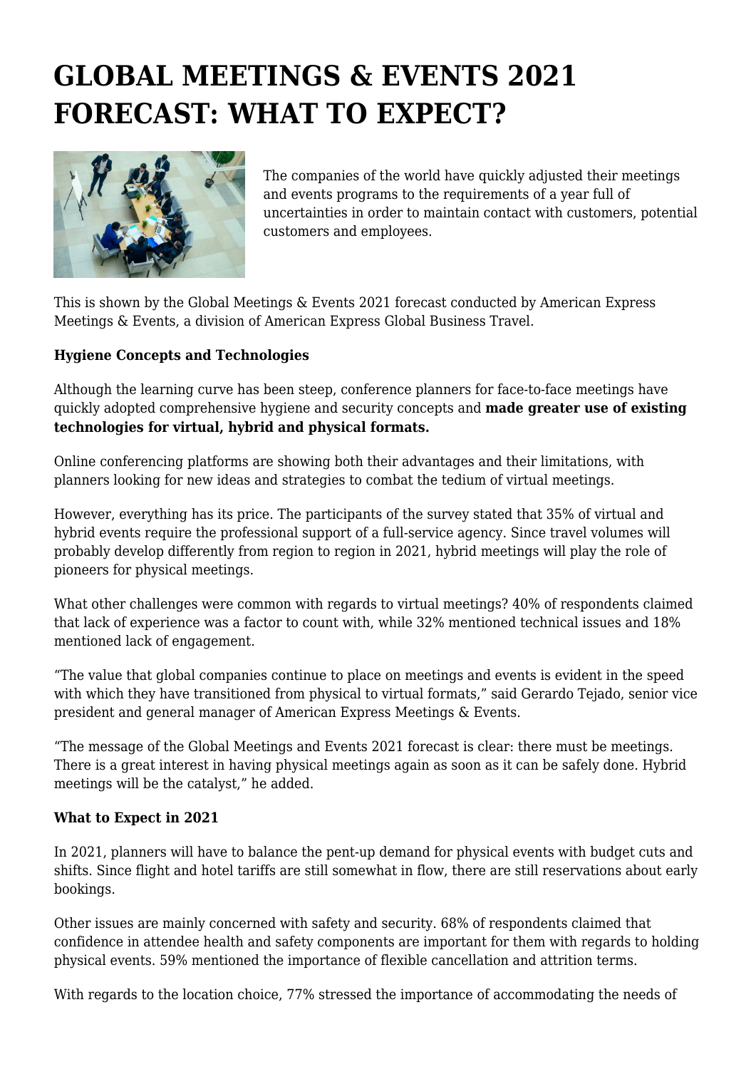# GLOBAL MEETINGS & EVENTS 2021 FORECAST: WHAT TO EXPECT?

The companies of the world have quickly adjusted their meetings and events programs to the requirements of a year full of uncertainties in order to maintain contact with customers, potential customers and employees.

This is shown by the Global Meetings & Events 2021 forecast conducted by American Express Meetings & Events, a division of American Express Global Business Travel.

**Hygiene Concepts and Technologies**

Although the learning curve has been steep, conference planners for face-to-face meetings have quickly adopted comprehensive hygiene and security concepts and **made greater use of existing technologies for virtual, hybrid and physical formats.**

Online conferencing platforms are showing both their advantages and their limitations, with planners looking for new ideas and strategies to combat the tedium of virtual meetings.

However, everything has its price. The participants of the survey stated that 35% of virtual and hybrid events require the professional support of a full-service agency. Since travel volumes will probably develop differently from region to region in 2021, hybrid meetings will play the role of pioneers for physical meetings.

What other challenges were common with regards to virtual meetings? 40% of respondents claimed that lack of experience was a factor to count with, while 32% mentioned technical issues and 18% mentioned lack of engagement.

“The value that global companies continue to place on meetings and events is evident in the speed with which they have transitioned from physical to virtual formats,” said Gerardo Tejado, senior vice president and general manager of American Express Meetings & Events.

“The message of the Global Meetings and Events 2021 forecast is clear: there must be meetings. There is a great interest in having physical meetings again as soon as it can be safely done. Hybrid meetings will be the catalyst,” he added.

**What to Expect in 2021**

In 2021, planners will have to balance the pent-up demand for physical events with budget cuts and shifts. Since flight and hotel tariffs are still somewhat in flow, there are still reservations about early bookings.

Other issues are mainly concerned with safety and security. 68% of respondents claimed that confidence in attendee health and safety components are important for them with regards to holding physical events. 59% mentioned the importance of flexible cancellation and attrition terms.

With regards to the location choice, 77% stressed the importance of accommodating the needs of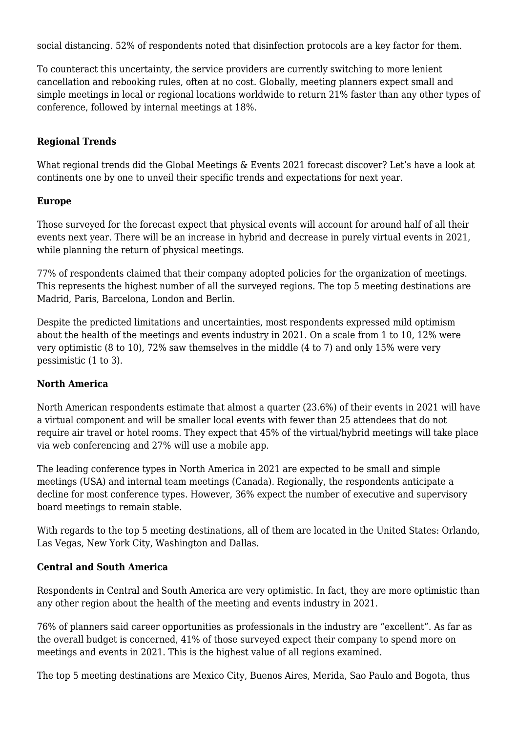social distancing. 52% of respondents noted that disinfection protocols are a key factor for them.

To counteract this uncertainty, the service providers are currently switching to more lenient cancellation and rebooking rules, often at no cost. Globally, meeting planners expect small and simple meetings in local or regional locations worldwide to return 21% faster than any other types of conference, followed by internal meetings at 18%.

## Regional Trends

What regional trends did the Global Meetings & Events 2021 forecast discover? Let's have a look at continents one by one to unveil their specific trends and expectations for next year.

### Europe

Those surveyed for the forecast expect that physical events will account for around half of all their events next year. There will be an increase in hybrid and decrease in purely virtual events in 2021, while planning the return of physical meetings.

77% of respondents claimed that their company adopted policies for the organization of meetings. This represents the highest number of all the surveyed regions. The top 5 meeting destinations are Madrid, Paris, Barcelona, London and Berlin.

Despite the predicted limitations and uncertainties, most respondents expressed mild optimism about the health of the meetings and events industry in 2021. On a scale from 1 to 10, 12% were very optimistic (8 to 10), 72% saw themselves in the middle (4 to 7) and only 15% were very pessimistic (1 to 3).

### North America

North American respondents estimate that almost a quarter (23.6%) of their events in 2021 will have a virtual component and will be smaller local events with fewer than 25 attendees that do not require air travel or hotel rooms. They expect that 45% of the virtual/hybrid meetings will take place via web conferencing and 27% will use a mobile app.

The leading conference types in North America in 2021 are expected to be small and simple meetings (USA) and internal team meetings (Canada). Regionally, the respondents anticipate a decline for most conference types. However, 36% expect the number of executive and supervisory board meetings to remain stable.

With regards to the top 5 meeting destinations, all of them are located in the United States: Orlando, Las Vegas, New York City, Washington and Dallas.

### Central and South America

Respondents in Central and South America are very optimistic. In fact, they are more optimistic than any other region about the health of the meeting and events industry in 2021.

76% of planners said career opportunities as professionals in the industry are "excellent". As far as the overall budget is concerned, 41% of those surveyed expect their company to spend more on meetings and events in 2021. This is the highest value of all regions examined.

The top 5 meeting destinations are Mexico City, Buenos Aires, Merida, Sao Paulo and Bogota, thus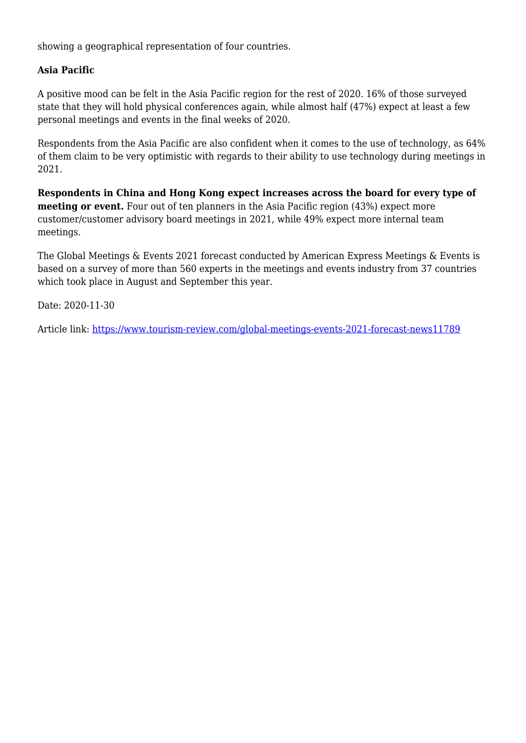showing a geographical representation of four countries.

**Asia Pacific**

A positive mood can be felt in the Asia Pacific region for the rest of 2020. 16% of those surveyed state that they will hold physical conferences again, while almost half (47%) expect at least a few personal meetings and events in the final weeks of 2020.

Respondents from the Asia Pacific are also confident when it comes to the use of technology, as 64% of them claim to be very optimistic with regards to their ability to use technology during meetings in 2021.

**Respondents in China and Hong Kong expect increases across the board for every type of meeting or event.** Four out of ten planners in the Asia Pacific region (43%) expect more customer/customer advisory board meetings in 2021, while 49% expect more internal team meetings.

The Global Meetings & Events 2021 forecast conducted by American Express Meetings & Events is based on a survey of more than 560 experts in the meetings and events industry from 37 countries which took place in August and September this year.

Date: 2020-11-30

Article link: [https://www.tourism-review.com/global-meetings-events-2021-forecast-news11789](https://www.tourism-review.com/global-meetings-events-2021-forecast-news11789)